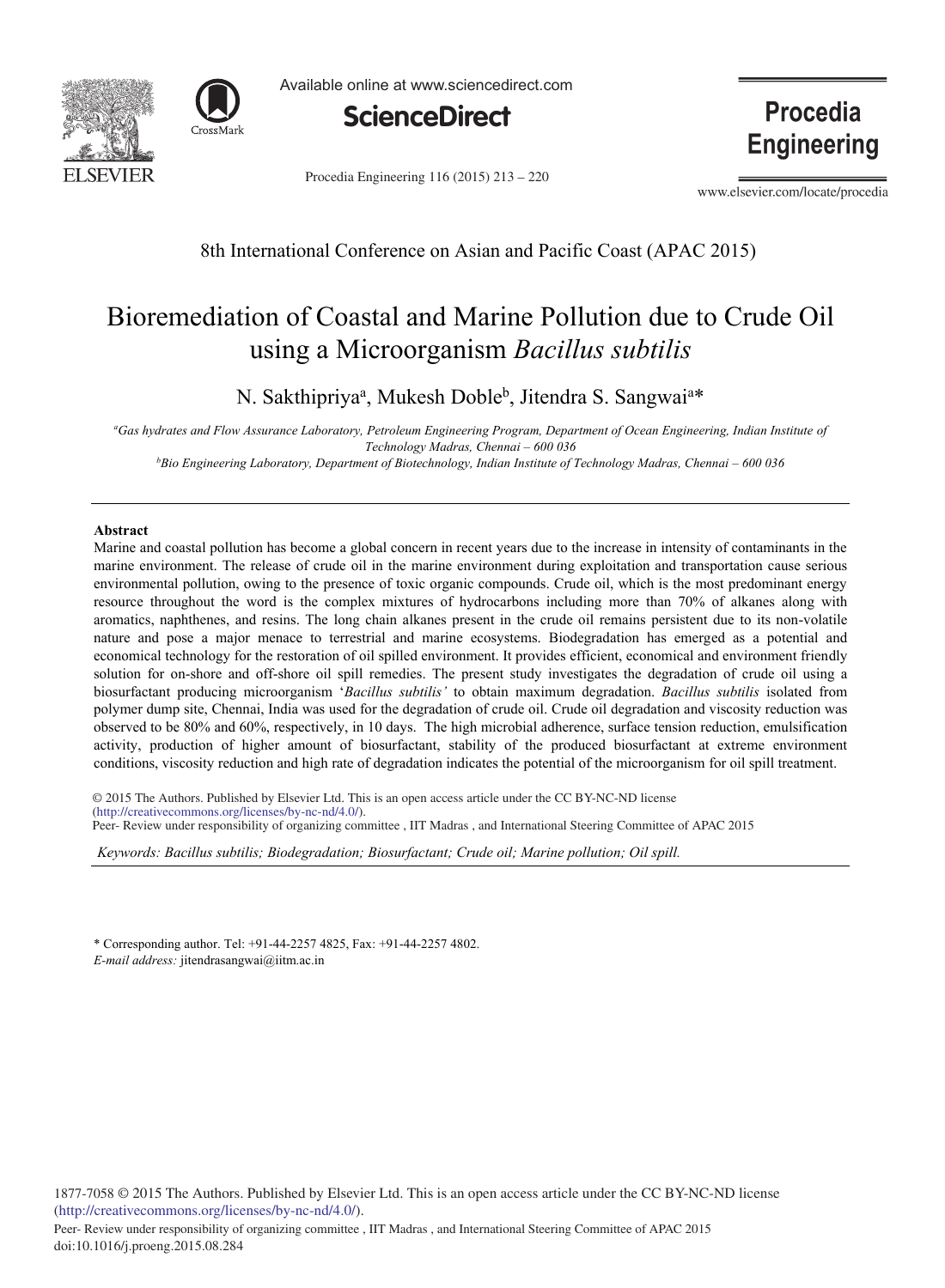8th International Conference on Asian and Pacific Coast (APAC 2015)

# Bioremediation of Coastal and Marine Pollution due to Crude Oil using a Microorganism *Bacillus subtilis*

N. Sakthipriya[a], Mukesh Doble[b], Jitendra S. Sangwai[a]*

[a]*Gas hydrates and Flow Assurance Laboratory, Petroleum Engineering Program, Department of Ocean Engineering, Indian Institute of Technology Madras, Chennai – 600 036*

[b]*Bio Engineering Laboratory, Department of Biotechnology, Indian Institute of Technology Madras, Chennai – 600 036*

## Abstract

Marine and coastal pollution has become a global concern in recent years due to the increase in intensity of contaminants in the marine environment. The release of crude oil in the marine environment during exploitation and transportation cause serious environmental pollution, owing to the presence of toxic organic compounds. Crude oil, which is the most predominant energy resource throughout the word is the complex mixtures of hydrocarbons including more than 70% of alkanes along with aromatics, naphthenes, and resins. The long chain alkanes present in the crude oil remains persistent due to its non-volatile nature and pose a major menace to terrestrial and marine ecosystems. Biodegradation has emerged as a potential and economical technology for the restoration of oil spilled environment. It provides efficient, economical and environment friendly solution for on-shore and off-shore oil spill remedies. The present study investigates the degradation of crude oil using a biosurfactant producing microorganism '*Bacillus subtilis'* to obtain maximum degradation. *Bacillus subtilis* isolated from polymer dump site, Chennai, India was used for the degradation of crude oil. Crude oil degradation and viscosity reduction was observed to be 80% and 60%, respectively, in 10 days. The high microbial adherence, surface tension reduction, emulsification activity, production of higher amount of biosurfactant, stability of the produced biosurfactant at extreme environment conditions, viscosity reduction and high rate of degradation indicates the potential of the microorganism for oil spill treatment.

© 2015 The Authors. Published by Elsevier Ltd. This is an open access article under the CC BY-NC-ND license (http://creativecommons.org/licenses/by-nc-nd/4.0/).
Peer- Review under responsibility of organizing committee , IIT Madras , and International Steering Committee of APAC 2015

*Keywords: Bacillus subtilis; Biodegradation; Biosurfactant; Crude oil; Marine pollution; Oil spill.*

\* Corresponding author. Tel: +91-44-2257 4825, Fax: +91-44-2257 4802.
*E-mail address:* jitendrasangwai@iitm.ac.in

1877-7058 © 2015 The Authors. Published by Elsevier Ltd. This is an open access article under the CC BY-NC-ND license (http://creativecommons.org/licenses/by-nc-nd/4.0/).
Peer- Review under responsibility of organizing committee , IIT Madras , and International Steering Committee of APAC 2015
doi:10.1016/j.proeng.2015.08.284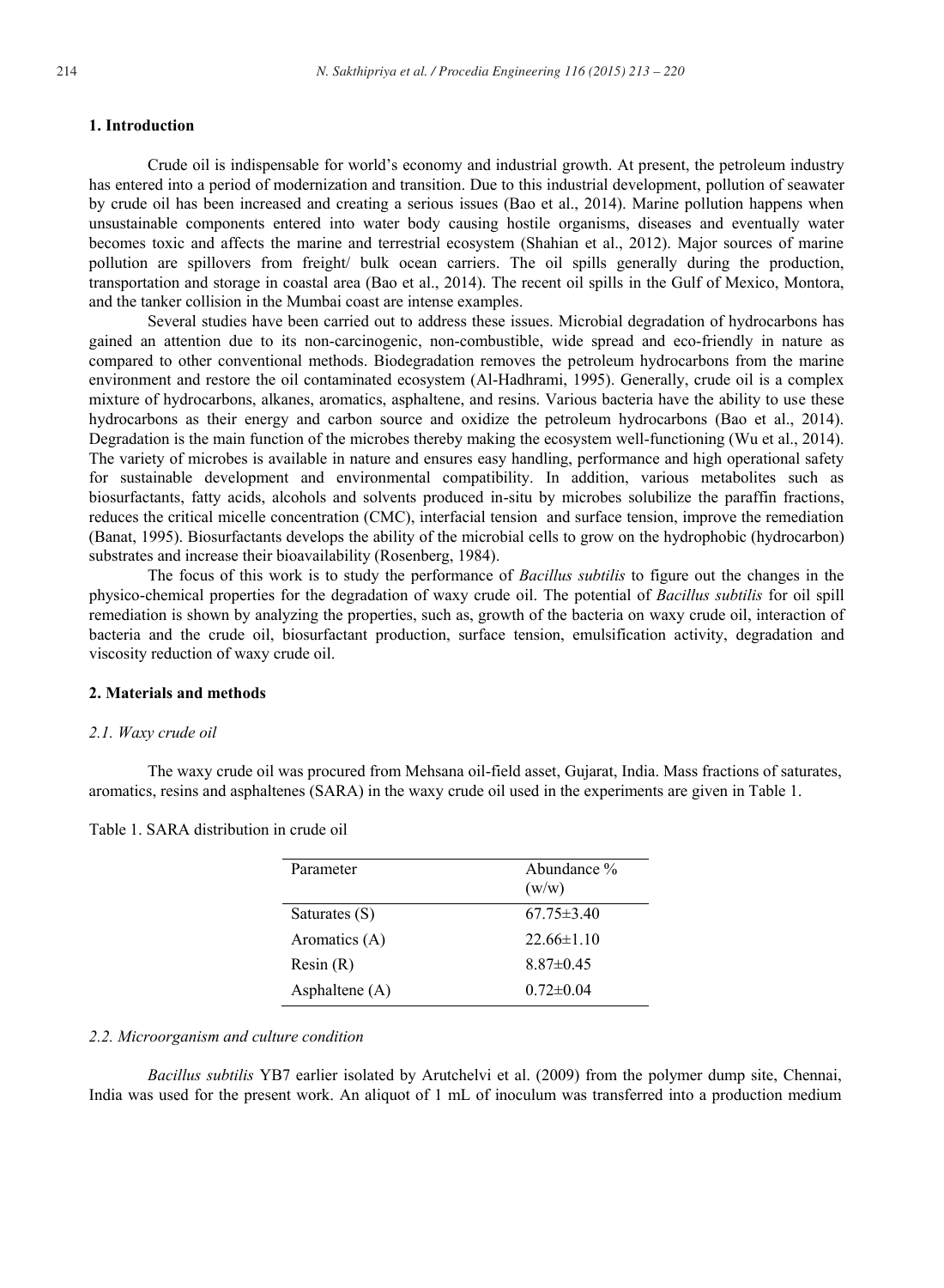## 1. Introduction

Crude oil is indispensable for world's economy and industrial growth. At present, the petroleum industry has entered into a period of modernization and transition. Due to this industrial development, pollution of seawater by crude oil has been increased and creating a serious issues (Bao et al., 2014). Marine pollution happens when unsustainable components entered into water body causing hostile organisms, diseases and eventually water becomes toxic and affects the marine and terrestrial ecosystem (Shahian et al., 2012). Major sources of marine pollution are spillovers from freight/ bulk ocean carriers. The oil spills generally during the production, transportation and storage in coastal area (Bao et al., 2014). The recent oil spills in the Gulf of Mexico, Montora, and the tanker collision in the Mumbai coast are intense examples.

Several studies have been carried out to address these issues. Microbial degradation of hydrocarbons has gained an attention due to its non-carcinogenic, non-combustible, wide spread and eco-friendly in nature as compared to other conventional methods. Biodegradation removes the petroleum hydrocarbons from the marine environment and restore the oil contaminated ecosystem (Al-Hadhrami, 1995). Generally, crude oil is a complex mixture of hydrocarbons, alkanes, aromatics, asphaltene, and resins. Various bacteria have the ability to use these hydrocarbons as their energy and carbon source and oxidize the petroleum hydrocarbons (Bao et al., 2014). Degradation is the main function of the microbes thereby making the ecosystem well-functioning (Wu et al., 2014). The variety of microbes is available in nature and ensures easy handling, performance and high operational safety for sustainable development and environmental compatibility. In addition, various metabolites such as biosurfactants, fatty acids, alcohols and solvents produced in-situ by microbes solubilize the paraffin fractions, reduces the critical micelle concentration (CMC), interfacial tension and surface tension, improve the remediation (Banat, 1995). Biosurfactants develops the ability of the microbial cells to grow on the hydrophobic (hydrocarbon) substrates and increase their bioavailability (Rosenberg, 1984).

The focus of this work is to study the performance of *Bacillus subtilis* to figure out the changes in the physico-chemical properties for the degradation of waxy crude oil. The potential of *Bacillus subtilis* for oil spill remediation is shown by analyzing the properties, such as, growth of the bacteria on waxy crude oil, interaction of bacteria and the crude oil, biosurfactant production, surface tension, emulsification activity, degradation and viscosity reduction of waxy crude oil.

## 2. Materials and methods

### *2.1. Waxy crude oil*

The waxy crude oil was procured from Mehsana oil-field asset, Gujarat, India. Mass fractions of saturates, aromatics, resins and asphaltenes (SARA) in the waxy crude oil used in the experiments are given in Table 1.

Table 1. SARA distribution in crude oil

| Parameter | Abundance % (w/w) |
|---|---|
| Saturates (S) | 67.75±3.40 |
| Aromatics (A) | 22.66±1.10 |
| Resin (R) | 8.87±0.45 |
| Asphaltene (A) | 0.72±0.04 |

### *2.2. Microorganism and culture condition*

*Bacillus subtilis* YB7 earlier isolated by Arutchelvi et al. (2009) from the polymer dump site, Chennai, India was used for the present work. An aliquot of 1 mL of inoculum was transferred into a production medium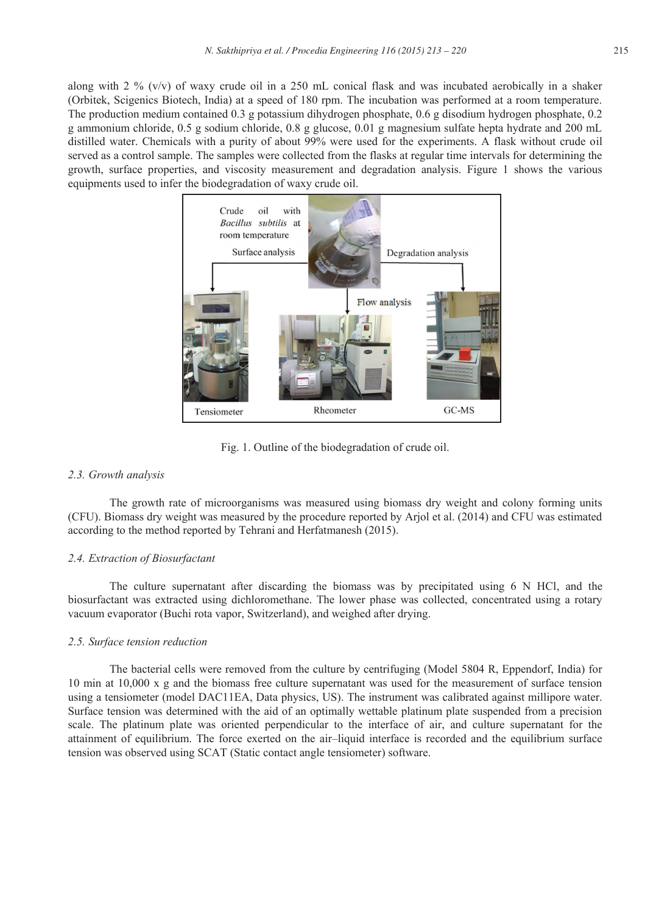along with 2 % (v/v) of waxy crude oil in a 250 mL conical flask and was incubated aerobically in a shaker (Orbitek, Scigenics Biotech, India) at a speed of 180 rpm. The incubation was performed at a room temperature. The production medium contained 0.3 g potassium dihydrogen phosphate, 0.6 g disodium hydrogen phosphate, 0.2 g ammonium chloride, 0.5 g sodium chloride, 0.8 g glucose, 0.01 g magnesium sulfate hepta hydrate and 200 mL distilled water. Chemicals with a purity of about 99% were used for the experiments. A flask without crude oil served as a control sample. The samples were collected from the flasks at regular time intervals for determining the growth, surface properties, and viscosity measurement and degradation analysis. Figure 1 shows the various equipments used to infer the biodegradation of waxy crude oil.

Fig. 1. Outline of the biodegradation of crude oil.

### 2.3. Growth analysis

The growth rate of microorganisms was measured using biomass dry weight and colony forming units (CFU). Biomass dry weight was measured by the procedure reported by Arjol et al. (2014) and CFU was estimated according to the method reported by Tehrani and Herfatmanesh (2015).

### 2.4. Extraction of Biosurfactant

The culture supernatant after discarding the biomass was by precipitated using 6 N HCl, and the biosurfactant was extracted using dichloromethane. The lower phase was collected, concentrated using a rotary vacuum evaporator (Buchi rota vapor, Switzerland), and weighed after drying.

### 2.5. Surface tension reduction

The bacterial cells were removed from the culture by centrifuging (Model 5804 R, Eppendorf, India) for 10 min at 10,000 x g and the biomass free culture supernatant was used for the measurement of surface tension using a tensiometer (model DAC11EA, Data physics, US). The instrument was calibrated against millipore water. Surface tension was determined with the aid of an optimally wettable platinum plate suspended from a precision scale. The platinum plate was oriented perpendicular to the interface of air, and culture supernatant for the attainment of equilibrium. The force exerted on the air–liquid interface is recorded and the equilibrium surface tension was observed using SCAT (Static contact angle tensiometer) software.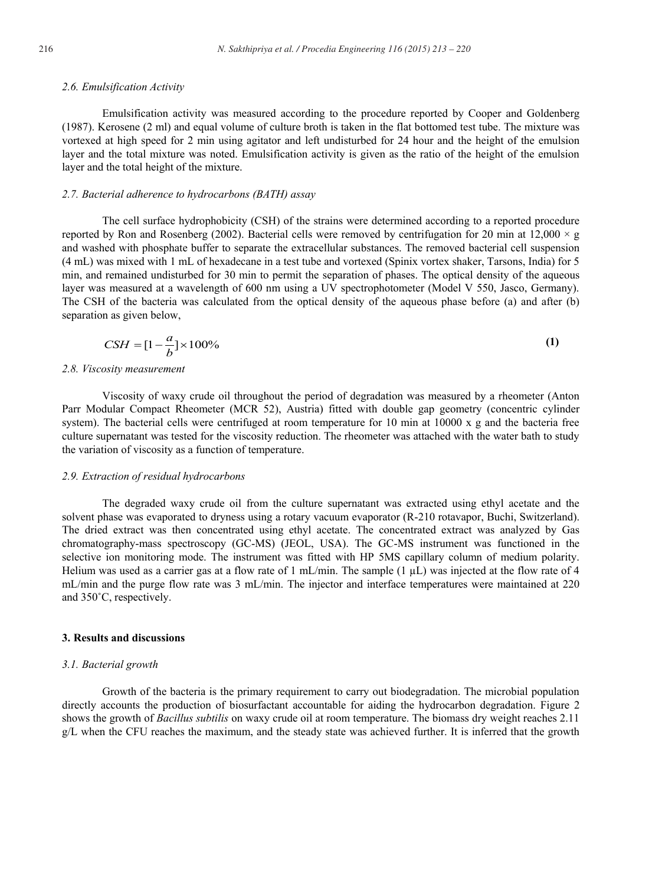### 2.6. Emulsification Activity

Emulsification activity was measured according to the procedure reported by Cooper and Goldenberg (1987). Kerosene (2 ml) and equal volume of culture broth is taken in the flat bottomed test tube. The mixture was vortexed at high speed for 2 min using agitator and left undisturbed for 24 hour and the height of the emulsion layer and the total mixture was noted. Emulsification activity is given as the ratio of the height of the emulsion layer and the total height of the mixture.

### 2.7. Bacterial adherence to hydrocarbons (BATH) assay

The cell surface hydrophobicity (CSH) of the strains were determined according to a reported procedure reported by Ron and Rosenberg (2002). Bacterial cells were removed by centrifugation for 20 min at 12,000 × g and washed with phosphate buffer to separate the extracellular substances. The removed bacterial cell suspension (4 mL) was mixed with 1 mL of hexadecane in a test tube and vortexed (Spinix vortex shaker, Tarsons, India) for 5 min, and remained undisturbed for 30 min to permit the separation of phases. The optical density of the aqueous layer was measured at a wavelength of 600 nm using a UV spectrophotometer (Model V 550, Jasco, Germany). The CSH of the bacteria was calculated from the optical density of the aqueous phase before (a) and after (b) separation as given below,

$$CSH = [1 - \frac{a}{b}] \times 100\% \tag{1}$$

### 2.8. Viscosity measurement

Viscosity of waxy crude oil throughout the period of degradation was measured by a rheometer (Anton Parr Modular Compact Rheometer (MCR 52), Austria) fitted with double gap geometry (concentric cylinder system). The bacterial cells were centrifuged at room temperature for 10 min at 10000 x g and the bacteria free culture supernatant was tested for the viscosity reduction. The rheometer was attached with the water bath to study the variation of viscosity as a function of temperature.

### 2.9. Extraction of residual hydrocarbons

The degraded waxy crude oil from the culture supernatant was extracted using ethyl acetate and the solvent phase was evaporated to dryness using a rotary vacuum evaporator (R-210 rotavapor, Buchi, Switzerland). The dried extract was then concentrated using ethyl acetate. The concentrated extract was analyzed by Gas chromatography-mass spectroscopy (GC-MS) (JEOL, USA). The GC-MS instrument was functioned in the selective ion monitoring mode. The instrument was fitted with HP 5MS capillary column of medium polarity. Helium was used as a carrier gas at a flow rate of 1 mL/min. The sample (1 µL) was injected at the flow rate of 4 mL/min and the purge flow rate was 3 mL/min. The injector and interface temperatures were maintained at 220 and 350˚C, respectively.

## 3. Results and discussions

### 3.1. Bacterial growth

Growth of the bacteria is the primary requirement to carry out biodegradation. The microbial population directly accounts the production of biosurfactant accountable for aiding the hydrocarbon degradation. Figure 2 shows the growth of *Bacillus subtilis* on waxy crude oil at room temperature. The biomass dry weight reaches 2.11 g/L when the CFU reaches the maximum, and the steady state was achieved further. It is inferred that the growth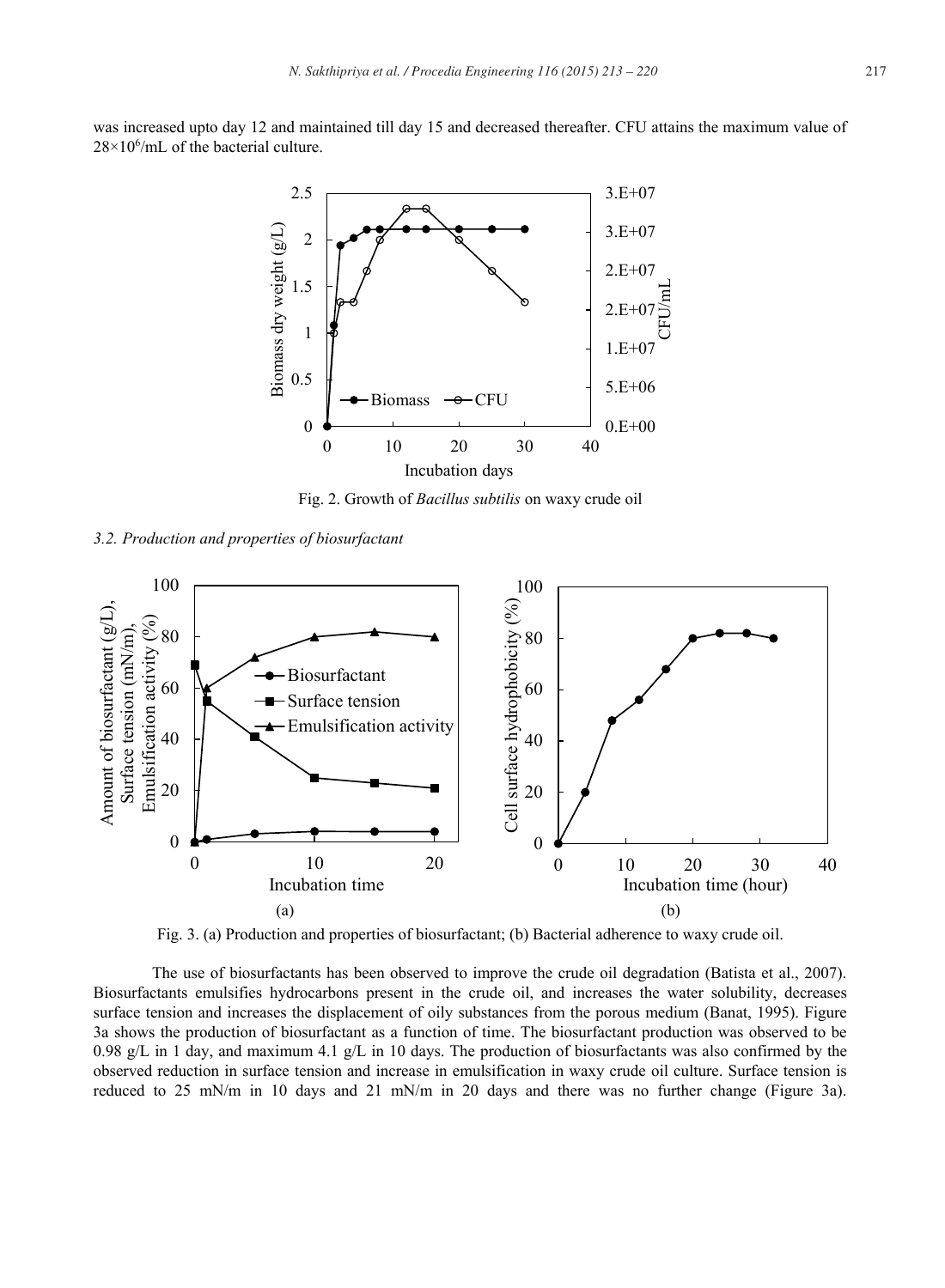was increased upto day 12 and maintained till day 15 and decreased thereafter. CFU attains the maximum value of $28\times10^6$/mL of the bacterial culture.

Fig. 2. Growth of *Bacillus subtilis* on waxy crude oil

### 3.2. Production and properties of biosurfactant

Fig. 3. (a) Production and properties of biosurfactant; (b) Bacterial adherence to waxy crude oil.

The use of biosurfactants has been observed to improve the crude oil degradation (Batista et al., 2007). Biosurfactants emulsifies hydrocarbons present in the crude oil, and increases the water solubility, decreases surface tension and increases the displacement of oily substances from the porous medium (Banat, 1995). Figure 3a shows the production of biosurfactant as a function of time. The biosurfactant production was observed to be 0.98 g/L in 1 day, and maximum 4.1 g/L in 10 days. The production of biosurfactants was also confirmed by the observed reduction in surface tension and increase in emulsification in waxy crude oil culture. Surface tension is reduced to 25 mN/m in 10 days and 21 mN/m in 20 days and there was no further change (Figure 3a).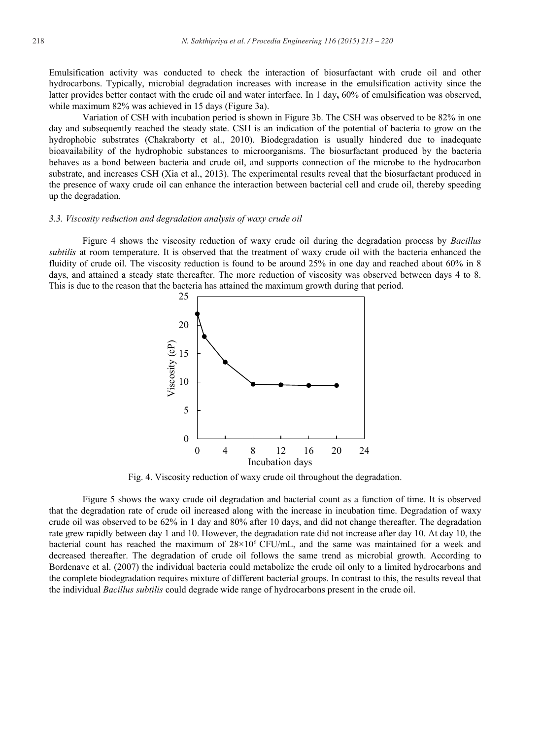Emulsification activity was conducted to check the interaction of biosurfactant with crude oil and other hydrocarbons. Typically, microbial degradation increases with increase in the emulsification activity since the latter provides better contact with the crude oil and water interface. In 1 day**,** 60% of emulsification was observed, while maximum 82% was achieved in 15 days (Figure 3a).

Variation of CSH with incubation period is shown in Figure 3b. The CSH was observed to be 82% in one day and subsequently reached the steady state. CSH is an indication of the potential of bacteria to grow on the hydrophobic substrates (Chakraborty et al., 2010). Biodegradation is usually hindered due to inadequate bioavailability of the hydrophobic substances to microorganisms. The biosurfactant produced by the bacteria behaves as a bond between bacteria and crude oil, and supports connection of the microbe to the hydrocarbon substrate, and increases CSH (Xia et al., 2013). The experimental results reveal that the biosurfactant produced in the presence of waxy crude oil can enhance the interaction between bacterial cell and crude oil, thereby speeding up the degradation.

### 3.3. Viscosity reduction and degradation analysis of waxy crude oil

Figure 4 shows the viscosity reduction of waxy crude oil during the degradation process by *Bacillus subtilis* at room temperature. It is observed that the treatment of waxy crude oil with the bacteria enhanced the fluidity of crude oil. The viscosity reduction is found to be around 25% in one day and reached about 60% in 8 days, and attained a steady state thereafter. The more reduction of viscosity was observed between days 4 to 8. This is due to the reason that the bacteria has attained the maximum growth during that period.

Fig. 4. Viscosity reduction of waxy crude oil throughout the degradation.

Figure 5 shows the waxy crude oil degradation and bacterial count as a function of time. It is observed that the degradation rate of crude oil increased along with the increase in incubation time. Degradation of waxy crude oil was observed to be 62% in 1 day and 80% after 10 days, and did not change thereafter. The degradation rate grew rapidly between day 1 and 10. However, the degradation rate did not increase after day 10. At day 10, the bacterial count has reached the maximum of $28\times10^6$ CFU/mL, and the same was maintained for a week and decreased thereafter. The degradation of crude oil follows the same trend as microbial growth. According to Bordenave et al. (2007) the individual bacteria could metabolize the crude oil only to a limited hydrocarbons and the complete biodegradation requires mixture of different bacterial groups. In contrast to this, the results reveal that the individual *Bacillus subtilis* could degrade wide range of hydrocarbons present in the crude oil.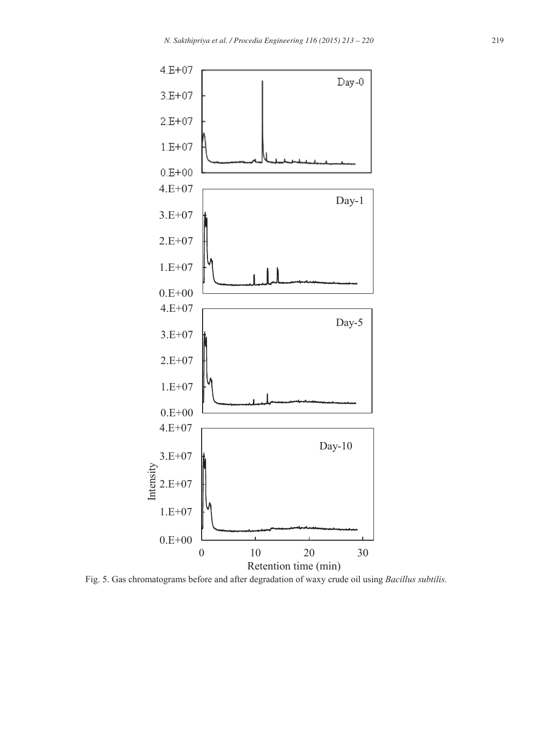Fig. 5. Gas chromatograms before and after degradation of waxy crude oil using *Bacillus subtilis.*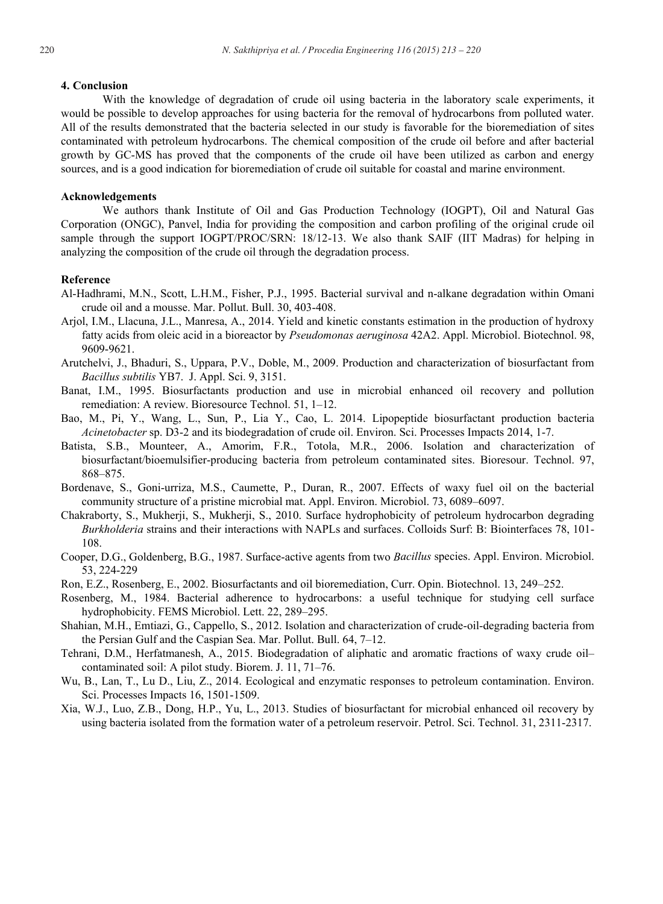## 4. Conclusion

With the knowledge of degradation of crude oil using bacteria in the laboratory scale experiments, it would be possible to develop approaches for using bacteria for the removal of hydrocarbons from polluted water. All of the results demonstrated that the bacteria selected in our study is favorable for the bioremediation of sites contaminated with petroleum hydrocarbons. The chemical composition of the crude oil before and after bacterial growth by GC-MS has proved that the components of the crude oil have been utilized as carbon and energy sources, and is a good indication for bioremediation of crude oil suitable for coastal and marine environment.

## Acknowledgements

We authors thank Institute of Oil and Gas Production Technology (IOGPT), Oil and Natural Gas Corporation (ONGC), Panvel, India for providing the composition and carbon profiling of the original crude oil sample through the support IOGPT/PROC/SRN: 18/12-13. We also thank SAIF (IIT Madras) for helping in analyzing the composition of the crude oil through the degradation process.

## Reference

Al-Hadhrami, M.N., Scott, L.H.M., Fisher, P.J., 1995. Bacterial survival and n-alkane degradation within Omani crude oil and a mousse. Mar. Pollut. Bull. 30, 403-408.

Arjol, I.M., Llacuna, J.L., Manresa, A., 2014. Yield and kinetic constants estimation in the production of hydroxy fatty acids from oleic acid in a bioreactor by *Pseudomonas aeruginosa* 42A2. Appl. Microbiol. Biotechnol. 98, 9609-9621.

Arutchelvi, J., Bhaduri, S., Uppara, P.V., Doble, M., 2009. Production and characterization of biosurfactant from *Bacillus subtilis* YB7. J. Appl. Sci. 9, 3151.

Banat, I.M., 1995. Biosurfactants production and use in microbial enhanced oil recovery and pollution remediation: A review. Bioresource Technol. 51, 1–12.

Bao, M., Pi, Y., Wang, L., Sun, P., Lia Y., Cao, L. 2014. Lipopeptide biosurfactant production bacteria *Acinetobacter* sp. D3-2 and its biodegradation of crude oil. Environ. Sci. Processes Impacts 2014, 1-7.

Batista, S.B., Mounteer, A., Amorim, F.R., Totola, M.R., 2006. Isolation and characterization of biosurfactant/bioemulsifier-producing bacteria from petroleum contaminated sites. Bioresour. Technol. 97, 868–875.

Bordenave, S., Goni-urriza, M.S., Caumette, P., Duran, R., 2007. Effects of waxy fuel oil on the bacterial community structure of a pristine microbial mat. Appl. Environ. Microbiol. 73, 6089–6097.

Chakraborty, S., Mukherji, S., Mukherji, S., 2010. Surface hydrophobicity of petroleum hydrocarbon degrading *Burkholderia* strains and their interactions with NAPLs and surfaces. Colloids Surf: B: Biointerfaces 78, 101-108.

Cooper, D.G., Goldenberg, B.G., 1987. Surface-active agents from two *Bacillus* species. Appl. Environ. Microbiol. 53, 224-229

Ron, E.Z., Rosenberg, E., 2002. Biosurfactants and oil bioremediation, Curr. Opin. Biotechnol. 13, 249–252.

Rosenberg, M., 1984. Bacterial adherence to hydrocarbons: a useful technique for studying cell surface hydrophobicity. FEMS Microbiol. Lett. 22, 289–295.

Shahian, M.H., Emtiazi, G., Cappello, S., 2012. Isolation and characterization of crude-oil-degrading bacteria from the Persian Gulf and the Caspian Sea. Mar. Pollut. Bull. 64, 7–12.

Tehrani, D.M., Herfatmanesh, A., 2015. Biodegradation of aliphatic and aromatic fractions of waxy crude oil–contaminated soil: A pilot study. Biorem. J. 11, 71–76.

Wu, B., Lan, T., Lu D., Liu, Z., 2014. Ecological and enzymatic responses to petroleum contamination. Environ. Sci. Processes Impacts 16, 1501-1509.

Xia, W.J., Luo, Z.B., Dong, H.P., Yu, L., 2013. Studies of biosurfactant for microbial enhanced oil recovery by using bacteria isolated from the formation water of a petroleum reservoir. Petrol. Sci. Technol. 31, 2311-2317.